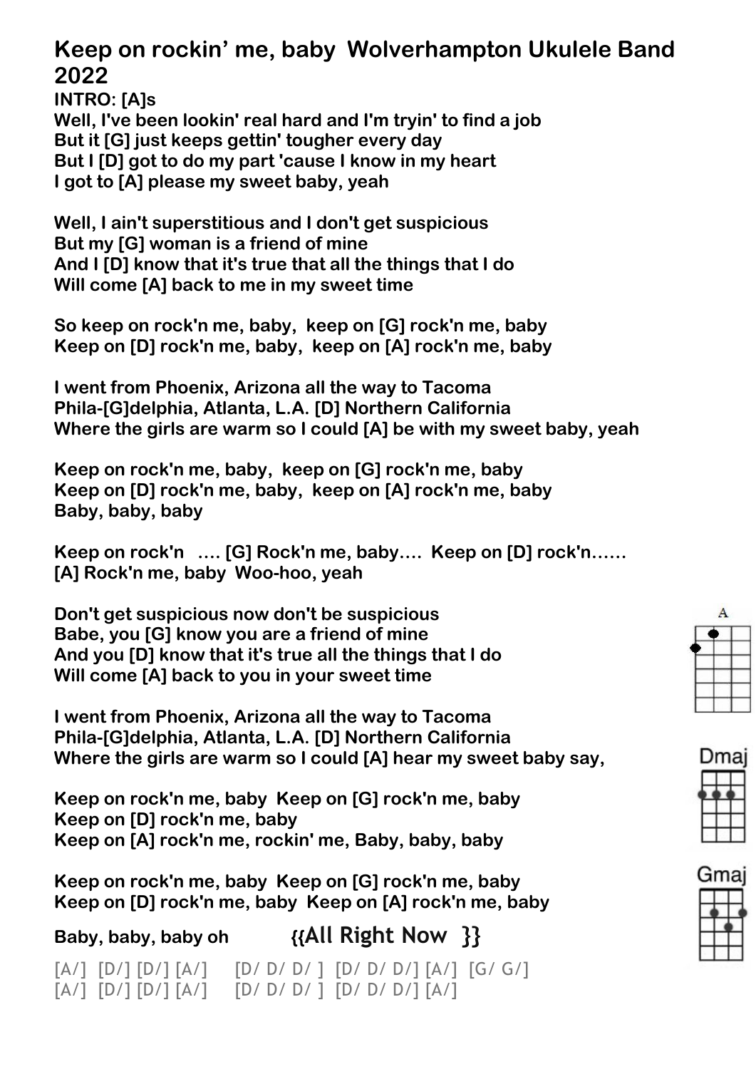# Keep on rockin' me, baby Wolverhampton Ukulele Band 2022

**INTRO: [A]s**

**Well, I've been lookin' real hard and I'm tryin' to find a job**
**But it [G] just keeps gettin' tougher every day**
**But I [D] got to do my part 'cause I know in my heart**
**I got to [A] please my sweet baby, yeah**

**Well, I ain't superstitious and I don't get suspicious**
**But my [G] woman is a friend of mine**
**And I [D] know that it's true that all the things that I do**
**Will come [A] back to me in my sweet time**

**So keep on rock'n me, baby, keep on [G] rock'n me, baby**
**Keep on [D] rock'n me, baby, keep on [A] rock'n me, baby**

**I went from Phoenix, Arizona all the way to Tacoma**
**Phila-[G]delphia, Atlanta, L.A. [D] Northern California**
**Where the girls are warm so I could [A] be with my sweet baby, yeah**

**Keep on rock'n me, baby, keep on [G] rock'n me, baby**
**Keep on [D] rock'n me, baby, keep on [A] rock'n me, baby**
**Baby, baby, baby**

**Keep on rock'n …. [G] Rock'n me, baby…. Keep on [D] rock'n……**
**[A] Rock'n me, baby Woo-hoo, yeah**

**Don't get suspicious now don't be suspicious**
**Babe, you [G] know you are a friend of mine**
**And you [D] know that it's true all the things that I do**
**Will come [A] back to you in your sweet time**

**I went from Phoenix, Arizona all the way to Tacoma**
**Phila-[G]delphia, Atlanta, L.A. [D] Northern California**
**Where the girls are warm so I could [A] hear my sweet baby say,**

**Keep on rock'n me, baby Keep on [G] rock'n me, baby**
**Keep on [D] rock'n me, baby**
**Keep on [A] rock'n me, rockin' me, Baby, baby, baby**

**Keep on rock'n me, baby Keep on [G] rock'n me, baby**
**Keep on [D] rock'n me, baby Keep on [A] rock'n me, baby**

**Baby, baby, baby oh** {{All Right Now }}

[A/] [D/] [D/] [A/] [D/ D/ D/ ] [D/ D/ D/] [A/] [G/ G/]
[A/] [D/] [D/] [A/] [D/ D/ D/ ] [D/ D/ D/] [A/]

A

Dmaj

Gmaj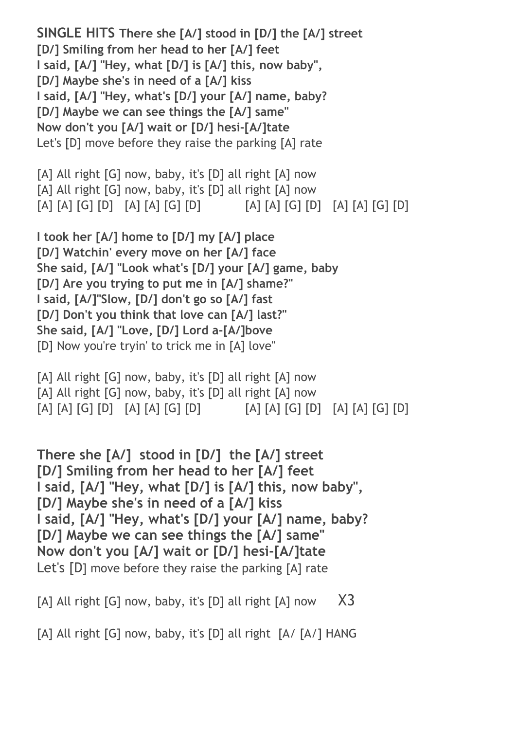**SINGLE HITS There she [A/] stood in [D/] the [A/] street**
**[D/] Smiling from her head to her [A/] feet**
**I said, [A/] "Hey, what [D/] is [A/] this, now baby",**
**[D/] Maybe she's in need of a [A/] kiss**
**I said, [A/] "Hey, what's [D/] your [A/] name, baby?**
**[D/] Maybe we can see things the [A/] same"**
**Now don't you [A/] wait or [D/] hesi-[A/]tate**
Let's [D] move before they raise the parking [A] rate

[A] All right [G] now, baby, it's [D] all right [A] now
[A] All right [G] now, baby, it's [D] all right [A] now
[A] [A] [G] [D]   [A] [A] [G] [D]   [A] [A] [G] [D]   [A] [A] [G] [D]

**I took her [A/] home to [D/] my [A/] place**
**[D/] Watchin' every move on her [A/] face**
**She said, [A/] "Look what's [D/] your [A/] game, baby**
**[D/] Are you trying to put me in [A/] shame?"**
**I said, [A/]"Slow, [D/] don't go so [A/] fast**
**[D/] Don't you think that love can [A/] last?"**
**She said, [A/] "Love, [D/] Lord a-[A/]bove**
[D] Now you're tryin' to trick me in [A] love"

[A] All right [G] now, baby, it's [D] all right [A] now
[A] All right [G] now, baby, it's [D] all right [A] now
[A] [A] [G] [D]   [A] [A] [G] [D]   [A] [A] [G] [D]   [A] [A] [G] [D]

**There she [A/] stood in [D/] the [A/] street**
**[D/] Smiling from her head to her [A/] feet**
**I said, [A/] "Hey, what [D/] is [A/] this, now baby",**
**[D/] Maybe she's in need of a [A/] kiss**
**I said, [A/] "Hey, what's [D/] your [A/] name, baby?**
**[D/] Maybe we can see things the [A/] same"**
**Now don't you [A/] wait or [D/] hesi-[A/]tate**
Let's [D] move before they raise the parking [A] rate

[A] All right [G] now, baby, it's [D] all right [A] now X3

[A] All right [G] now, baby, it's [D] all right [A/ [A/] HANG